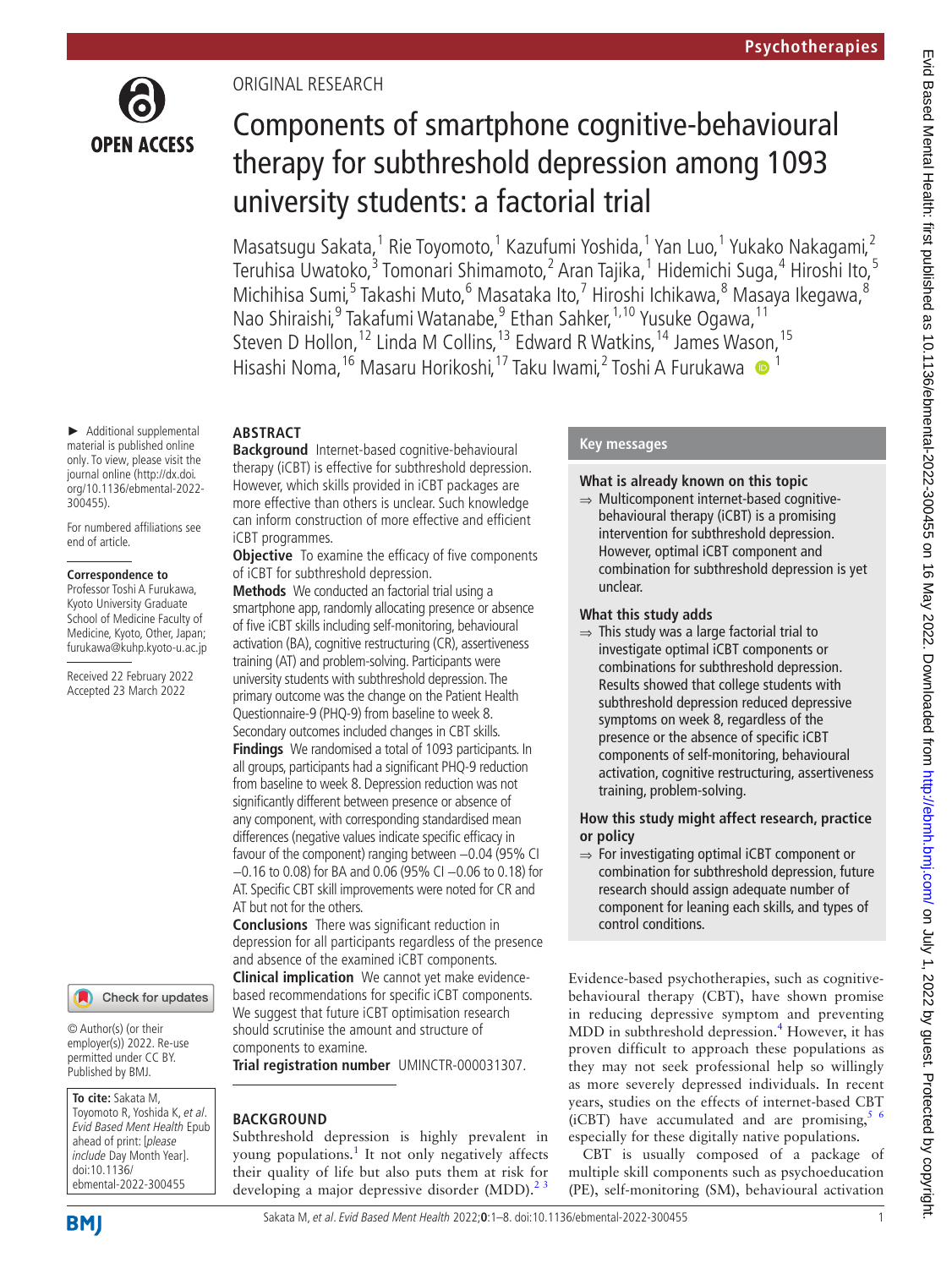Psychotherapies

ORIGINAL RESEARCH

# Components of smartphone cognitive-behavioural therapy for subthreshold depression among 1093 university students: a factorial trial

Masatsugu Sakata,[1] Rie Toyomoto,[1] Kazufumi Yoshida,[1] Yan Luo,[1] Yukako Nakagami,[2] Teruhisa Uwatoko,[3] Tomonari Shimamoto,[2] Aran Tajika,[1] Hidemichi Suga,[4] Hiroshi Ito,[5] Michihisa Sumi,[5] Takashi Muto,[6] Masataka Ito,[7] Hiroshi Ichikawa,[8] Masaya Ikegawa,[8] Nao Shiraishi,[9] Takafumi Watanabe,[9] Ethan Sahker,[1,10] Yusuke Ogawa,[11] Steven D Hollon,[12] Linda M Collins,[13] Edward R Watkins,[14] James Wason,[15] Hisashi Noma,[16] Masaru Horikoshi,[17] Taku Iwami,[2] Toshi A Furukawa [1]

► Additional supplemental material is published online only. To view, please visit the journal online (http://dx.doi.org/10.1136/ebmental-2022-300455).

For numbered affiliations see end of article.

**Correspondence to**
Professor Toshi A Furukawa, Kyoto University Graduate School of Medicine Faculty of Medicine, Kyoto, Other, Japan; furukawa@kuhp.kyoto-u.ac.jp

Received 22 February 2022
Accepted 23 March 2022

© Author(s) (or their employer(s)) 2022. Re-use permitted under CC BY. Published by BMJ.

**To cite:** Sakata M, Toyomoto R, Yoshida K, *et al*. *Evid Based Ment Health* Epub ahead of print: [*please include* Day Month Year]. doi:10.1136/ebmental-2022-300455

## ABSTRACT

**Background** Internet-based cognitive-behavioural therapy (iCBT) is effective for subthreshold depression. However, which skills provided in iCBT packages are more effective than others is unclear. Such knowledge can inform construction of more effective and efficient iCBT programmes.

**Objective** To examine the efficacy of five components of iCBT for subthreshold depression.

**Methods** We conducted an factorial trial using a smartphone app, randomly allocating presence or absence of five iCBT skills including self-monitoring, behavioural activation (BA), cognitive restructuring (CR), assertiveness training (AT) and problem-solving. Participants were university students with subthreshold depression. The primary outcome was the change on the Patient Health Questionnaire-9 (PHQ-9) from baseline to week 8. Secondary outcomes included changes in CBT skills.

**Findings** We randomised a total of 1093 participants. In all groups, participants had a significant PHQ-9 reduction from baseline to week 8. Depression reduction was not significantly different between presence or absence of any component, with corresponding standardised mean differences (negative values indicate specific efficacy in favour of the component) ranging between −0.04 (95% CI −0.16 to 0.08) for BA and 0.06 (95% CI −0.06 to 0.18) for AT. Specific CBT skill improvements were noted for CR and AT but not for the others.

**Conclusions** There was significant reduction in depression for all participants regardless of the presence and absence of the examined iCBT components.

**Clinical implication** We cannot yet make evidence-based recommendations for specific iCBT components. We suggest that future iCBT optimisation research should scrutinise the amount and structure of components to examine.

**Trial registration number** UMINCTR-000031307.

## Key messages

### What is already known on this topic

⇒ Multicomponent internet-based cognitive-behavioural therapy (iCBT) is a promising intervention for subthreshold depression. However, optimal iCBT component and combination for subthreshold depression is yet unclear.

### What this study adds

⇒ This study was a large factorial trial to investigate optimal iCBT components or combinations for subthreshold depression. Results showed that college students with subthreshold depression reduced depressive symptoms on week 8, regardless of the presence or the absence of specific iCBT components of self-monitoring, behavioural activation, cognitive restructuring, assertiveness training, problem-solving.

### How this study might affect research, practice or policy

⇒ For investigating optimal iCBT component or combination for subthreshold depression, future research should assign adequate number of component for leaning each skills, and types of control conditions.

## BACKGROUND

Subthreshold depression is highly prevalent in young populations.[1] It not only negatively affects their quality of life but also puts them at risk for developing a major depressive disorder (MDD).[2,3]

Evidence-based psychotherapies, such as cognitive-behavioural therapy (CBT), have shown promise in reducing depressive symptom and preventing MDD in subthreshold depression.[4] However, it has proven difficult to approach these populations as they may not seek professional help so willingly as more severely depressed individuals. In recent years, studies on the effects of internet-based CBT (iCBT) have accumulated and are promising,[5,6] especially for these digitally native populations.

CBT is usually composed of a package of multiple skill components such as psychoeducation (PE), self-monitoring (SM), behavioural activation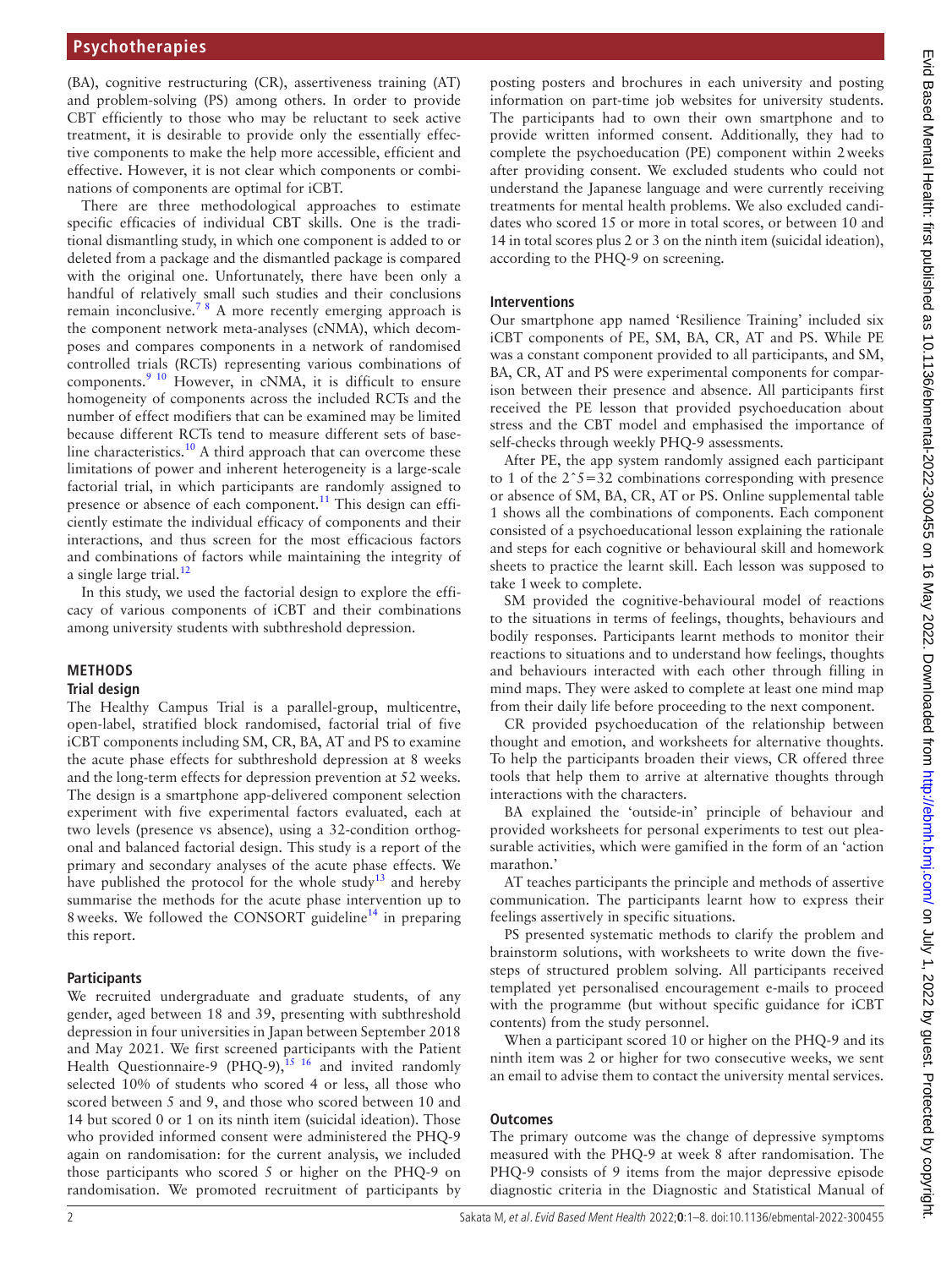(BA), cognitive restructuring (CR), assertiveness training (AT) and problem-solving (PS) among others. In order to provide CBT efficiently to those who may be reluctant to seek active treatment, it is desirable to provide only the essentially effective components to make the help more accessible, efficient and effective. However, it is not clear which components or combinations of components are optimal for iCBT.

There are three methodological approaches to estimate specific efficacies of individual CBT skills. One is the traditional dismantling study, in which one component is added to or deleted from a package and the dismantled package is compared with the original one. Unfortunately, there have been only a handful of relatively small such studies and their conclusions remain inconclusive.[7 8] A more recently emerging approach is the component network meta-analyses (cNMA), which decomposes and compares components in a network of randomised controlled trials (RCTs) representing various combinations of components.[9 10] However, in cNMA, it is difficult to ensure homogeneity of components across the included RCTs and the number of effect modifiers that can be examined may be limited because different RCTs tend to measure different sets of baseline characteristics.[10] A third approach that can overcome these limitations of power and inherent heterogeneity is a large-scale factorial trial, in which participants are randomly assigned to presence or absence of each component.[11] This design can efficiently estimate the individual efficacy of components and their interactions, and thus screen for the most efficacious factors and combinations of factors while maintaining the integrity of a single large trial.[12]

In this study, we used the factorial design to explore the efficacy of various components of iCBT and their combinations among university students with subthreshold depression.

## METHODS

### Trial design

The Healthy Campus Trial is a parallel-group, multicentre, open-label, stratified block randomised, factorial trial of five iCBT components including SM, CR, BA, AT and PS to examine the acute phase effects for subthreshold depression at 8 weeks and the long-term effects for depression prevention at 52 weeks. The design is a smartphone app-delivered component selection experiment with five experimental factors evaluated, each at two levels (presence vs absence), using a 32-condition orthogonal and balanced factorial design. This study is a report of the primary and secondary analyses of the acute phase effects. We have published the protocol for the whole study[13] and hereby summarise the methods for the acute phase intervention up to 8 weeks. We followed the CONSORT guideline[14] in preparing this report.

### Participants

We recruited undergraduate and graduate students, of any gender, aged between 18 and 39, presenting with subthreshold depression in four universities in Japan between September 2018 and May 2021. We first screened participants with the Patient Health Questionnaire-9 (PHQ-9),[15 16] and invited randomly selected 10% of students who scored 4 or less, all those who scored between 5 and 9, and those who scored between 10 and 14 but scored 0 or 1 on its ninth item (suicidal ideation). Those who provided informed consent were administered the PHQ-9 again on randomisation: for the current analysis, we included those participants who scored 5 or higher on the PHQ-9 on randomisation. We promoted recruitment of participants by posting posters and brochures in each university and posting information on part-time job websites for university students. The participants had to own their own smartphone and to provide written informed consent. Additionally, they had to complete the psychoeducation (PE) component within 2 weeks after providing consent. We excluded students who could not understand the Japanese language and were currently receiving treatments for mental health problems. We also excluded candidates who scored 15 or more in total scores, or between 10 and 14 in total scores plus 2 or 3 on the ninth item (suicidal ideation), according to the PHQ-9 on screening.

### Interventions

Our smartphone app named 'Resilience Training' included six iCBT components of PE, SM, BA, CR, AT and PS. While PE was a constant component provided to all participants, and SM, BA, CR, AT and PS were experimental components for comparison between their presence and absence. All participants first received the PE lesson that provided psychoeducation about stress and the CBT model and emphasised the importance of self-checks through weekly PHQ-9 assessments.

After PE, the app system randomly assigned each participant to 1 of the $2^5=32$ combinations corresponding with presence or absence of SM, BA, CR, AT or PS. Online supplemental table 1 shows all the combinations of components. Each component consisted of a psychoeducational lesson explaining the rationale and steps for each cognitive or behavioural skill and homework sheets to practice the learnt skill. Each lesson was supposed to take 1 week to complete.

SM provided the cognitive-behavioural model of reactions to the situations in terms of feelings, thoughts, behaviours and bodily responses. Participants learnt methods to monitor their reactions to situations and to understand how feelings, thoughts and behaviours interacted with each other through filling in mind maps. They were asked to complete at least one mind map from their daily life before proceeding to the next component.

CR provided psychoeducation of the relationship between thought and emotion, and worksheets for alternative thoughts. To help the participants broaden their views, CR offered three tools that help them to arrive at alternative thoughts through interactions with the characters.

BA explained the 'outside-in' principle of behaviour and provided worksheets for personal experiments to test out pleasurable activities, which were gamified in the form of an 'action marathon.'

AT teaches participants the principle and methods of assertive communication. The participants learnt how to express their feelings assertively in specific situations.

PS presented systematic methods to clarify the problem and brainstorm solutions, with worksheets to write down the five-steps of structured problem solving. All participants received templated yet personalised encouragement e-mails to proceed with the programme (but without specific guidance for iCBT contents) from the study personnel.

When a participant scored 10 or higher on the PHQ-9 and its ninth item was 2 or higher for two consecutive weeks, we sent an email to advise them to contact the university mental services.

### Outcomes

The primary outcome was the change of depressive symptoms measured with the PHQ-9 at week 8 after randomisation. The PHQ-9 consists of 9 items from the major depressive episode diagnostic criteria in the Diagnostic and Statistical Manual of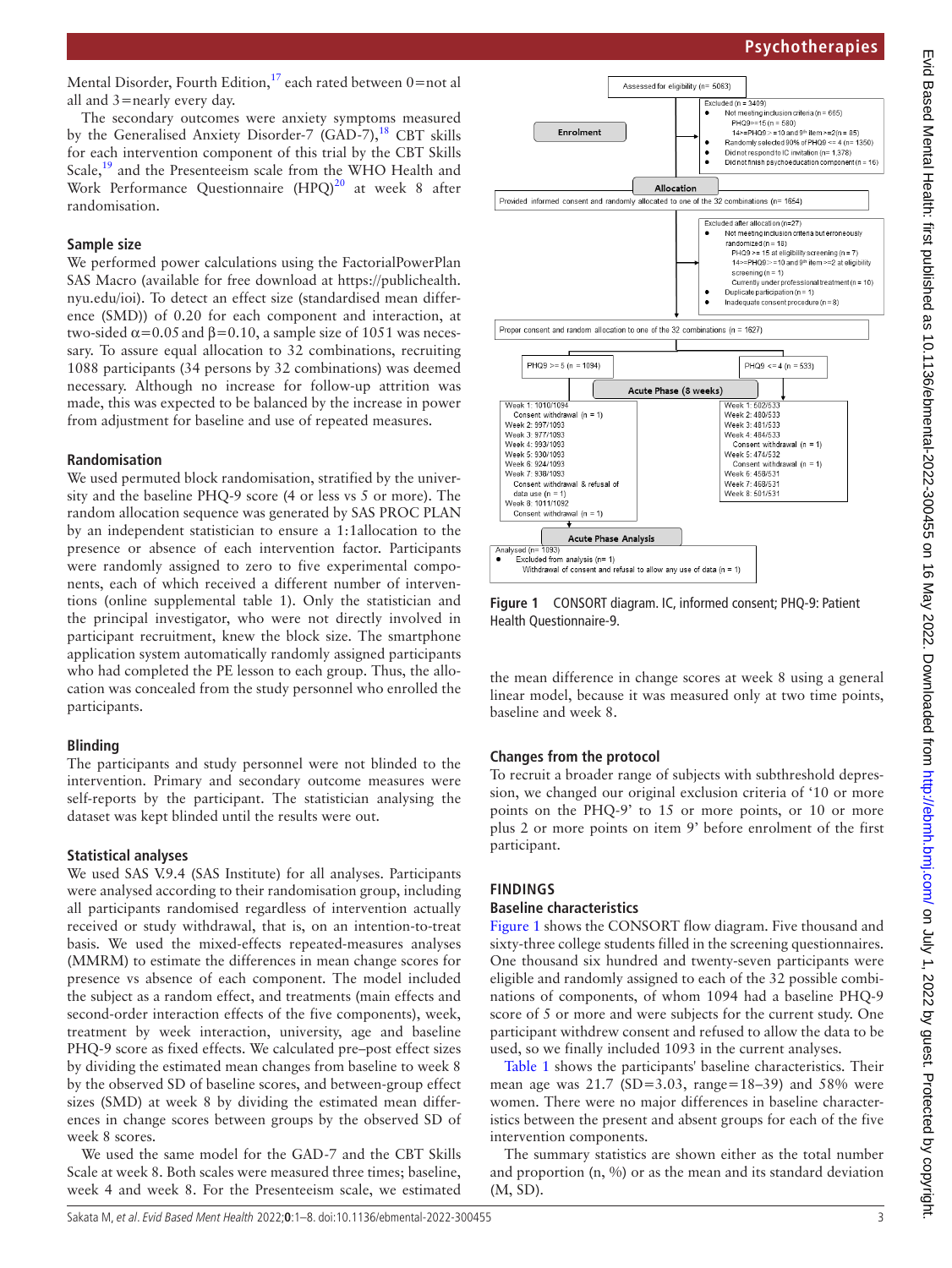Mental Disorder, Fourth Edition,[17] each rated between 0=not al all and 3=nearly every day.

The secondary outcomes were anxiety symptoms measured by the Generalised Anxiety Disorder-7 (GAD-7),[18] CBT skills for each intervention component of this trial by the CBT Skills Scale,[19] and the Presenteeism scale from the WHO Health and Work Performance Questionnaire (HPQ)[20] at week 8 after randomisation.

### Sample size

We performed power calculations using the FactorialPowerPlan SAS Macro (available for free download at https://publichealth.nyu.edu/ioi). To detect an effect size (standardised mean difference (SMD)) of 0.20 for each component and interaction, at two-sided $\alpha=0.05$ and $\beta=0.10$, a sample size of 1051 was necessary. To assure equal allocation to 32 combinations, recruiting 1088 participants (34 persons by 32 combinations) was deemed necessary. Although no increase for follow-up attrition was made, this was expected to be balanced by the increase in power from adjustment for baseline and use of repeated measures.

### Randomisation

We used permuted block randomisation, stratified by the university and the baseline PHQ-9 score (4 or less vs 5 or more). The random allocation sequence was generated by SAS PROC PLAN by an independent statistician to ensure a 1:1allocation to the presence or absence of each intervention factor. Participants were randomly assigned to zero to five experimental components, each of which received a different number of interventions (online supplemental table 1). Only the statistician and the principal investigator, who were not directly involved in participant recruitment, knew the block size. The smartphone application system automatically randomly assigned participants who had completed the PE lesson to each group. Thus, the allocation was concealed from the study personnel who enrolled the participants.

### Blinding

The participants and study personnel were not blinded to the intervention. Primary and secondary outcome measures were self-reports by the participant. The statistician analysing the dataset was kept blinded until the results were out.

### Statistical analyses

We used SAS V.9.4 (SAS Institute) for all analyses. Participants were analysed according to their randomisation group, including all participants randomised regardless of intervention actually received or study withdrawal, that is, on an intention-to-treat basis. We used the mixed-effects repeated-measures analyses (MMRM) to estimate the differences in mean change scores for presence vs absence of each component. The model included the subject as a random effect, and treatments (main effects and second-order interaction effects of the five components), week, treatment by week interaction, university, age and baseline PHQ-9 score as fixed effects. We calculated pre–post effect sizes by dividing the estimated mean changes from baseline to week 8 by the observed SD of baseline scores, and between-group effect sizes (SMD) at week 8 by dividing the estimated mean differences in change scores between groups by the observed SD of week 8 scores.

We used the same model for the GAD-7 and the CBT Skills Scale at week 8. Both scales were measured three times; baseline, week 4 and week 8. For the Presenteeism scale, we estimated the mean difference in change scores at week 8 using a general linear model, because it was measured only at two time points, baseline and week 8.

**Figure 1** CONSORT diagram. IC, informed consent; PHQ-9: Patient Health Questionnaire-9.

### Changes from the protocol

To recruit a broader range of subjects with subthreshold depression, we changed our original exclusion criteria of '10 or more points on the PHQ-9' to 15 or more points, or 10 or more plus 2 or more points on item 9' before enrolment of the first participant.

## FINDINGS

### Baseline characteristics

Figure 1 shows the CONSORT flow diagram. Five thousand and sixty-three college students filled in the screening questionnaires. One thousand six hundred and twenty-seven participants were eligible and randomly assigned to each of the 32 possible combinations of components, of whom 1094 had a baseline PHQ-9 score of 5 or more and were subjects for the current study. One participant withdrew consent and refused to allow the data to be used, so we finally included 1093 in the current analyses.

Table 1 shows the participants' baseline characteristics. Their mean age was 21.7 (SD=3.03, range=18–39) and 58% were women. There were no major differences in baseline characteristics between the present and absent groups for each of the five intervention components.

The summary statistics are shown either as the total number and proportion (n, %) or as the mean and its standard deviation (M, SD).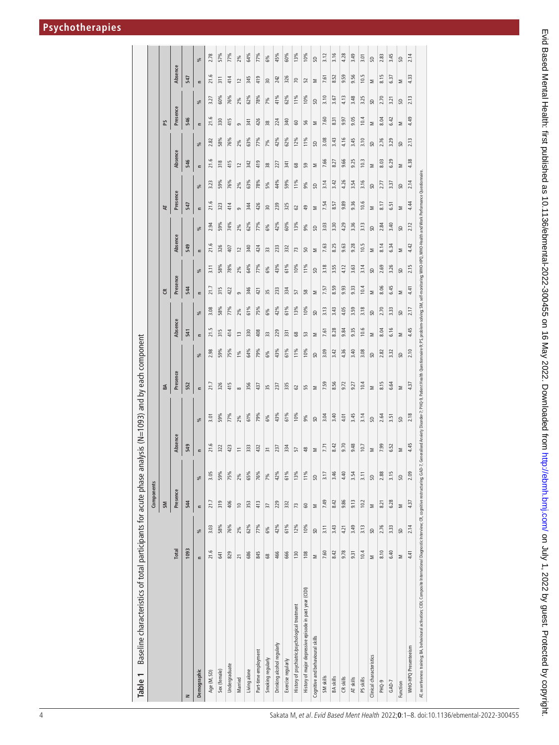**Table 1** Baseline characteristics of total participants for acute phase analysis (N=1093) and by each component

| | Total | | Components: SM Presence | | SM Absence | | BA Presence | | BA Absence | | CR Presence | | CR Absence | | AT Presence | | AT Absence | | PS Presence | | PS Absence | |
|---|---|---|---|---|---|---|---|---|---|---|---|---|---|---|---|---|---|---|---|---|---|---|
| N | 1093 | | 544 | | 549 | | 552 | | 541 | | 544 | | 549 | | 547 | | 546 | | 546 | | 547 | |
| Demographic | n | % | n | % | n | % | n | % | n | % | n | % | n | % | n | % | n | % | n | % | n | % |
| Age (M, SD) | 21.6 | 3.03 | 21.7 | 3.05 | 21.6 | 3.01 | 21.7 | 2.98 | 21.5 | 3.08 | 21.7 | 3.11 | 21.6 | 2.94 | 21.6 | 3.23 | 21.6 | 2.82 | 21.6 | 3.27 | 21.6 | 2.78 |
| Sex (female) | 641 | 58% | 319 | 59% | 322 | 59% | 326 | 59% | 315 | 58% | 315 | 58% | 326 | 59% | 323 | 59% | 318 | 58% | 330 | 60% | 311 | 57% |
| Undergraduate | 829 | 76% | 406 | 75% | 423 | 77% | 415 | 75% | 414 | 77% | 422 | 78% | 407 | 74% | 414 | 76% | 415 | 76% | 415 | 76% | 414 | 77% |
| Married | 21 | 2% | 10 | 2% | 11 | 2% | 8 | 1% | 13 | 2% | 9 | 2% | 12 | 2% | 9 | 2% | 12 | 2% | 9 | 2% | 12 | 2% |
| Living alone | 686 | 62% | 353 | 65% | 333 | 61% | 356 | 64% | 330 | 61% | 346 | 64% | 340 | 62% | 344 | 63% | 342 | 63% | 341 | 62% | 345 | 64% |
| Part-time employment | 845 | 77% | 413 | 76% | 432 | 79% | 437 | 79% | 408 | 75% | 421 | 77% | 424 | 77% | 426 | 78% | 419 | 77% | 426 | 78% | 419 | 77% |
| Smoking regularly | 68 | 6% | 37 | 7% | 31 | 6% | 35 | 6% | 33 | 6% | 35 | 6% | 33 | 6% | 30 | 5% | 38 | 7% | 38 | 7% | 30 | 6% |
| Drinking alcohol regularly | 466 | 42% | 229 | 42% | 237 | 43% | 237 | 43% | 229 | 42% | 233 | 43% | 233 | 42% | 239 | 44% | 227 | 42% | 224 | 41% | 242 | 45% |
| Exercise regularly | 666 | 61% | 332 | 61% | 334 | 61% | 335 | 61% | 331 | 61% | 334 | 61% | 332 | 60% | 325 | 59% | 341 | 62% | 340 | 62% | 326 | 60% |
| History of psychiatric/psychological treatment | 130 | 12% | 73 | 13% | 57 | 10% | 62 | 11% | 68 | 13% | 57 | 10% | 73 | 13% | 62 | 11% | 68 | 12% | 60 | 11% | 70 | 13% |
| History of major depressive episode in past year (CIDI) | 108 | 10% | 60 | 11% | 48 | 9% | 55 | 10% | 53 | 10% | 58 | 11% | 50 | 9% | 49 | 9% | 59 | 11% | 56 | 10% | 52 | 10% |
| Cognitive and behavioural skills | M | SD | M | SD | M | SD | M | SD | M | SD | M | SD | M | SD | M | SD | M | SD | M | SD | M | SD |
| SM skills | 7.60 | 3.11 | 7.49 | 3.17 | 7.71 | 3.04 | 7.59 | 3.09 | 7.61 | 3.13 | 7.57 | 3.18 | 7.63 | 3.03 | 7.54 | 3.14 | 7.66 | 3.08 | 7.60 | 3.10 | 7.61 | 3.12 |
| BA skills | 8.42 | 3.43 | 8.42 | 3.46 | 8.42 | 3.40 | 8.56 | 3.42 | 8.28 | 3.43 | 8.59 | 3.55 | 8.25 | 3.30 | 8.57 | 3.42 | 8.27 | 3.43 | 8.31 | 3.67 | 8.52 | 3.16 |
| CR skills | 9.78 | 4.21 | 9.86 | 4.40 | 9.70 | 4.01 | 9.72 | 4.36 | 9.84 | 4.05 | 9.93 | 4.12 | 9.63 | 4.29 | 9.89 | 4.26 | 9.66 | 4.16 | 9.97 | 4.13 | 9.59 | 4.28 |
| AT skills | 9.31 | 3.49 | 9.13 | 3.54 | 9.48 | 3.45 | 9.27 | 3.40 | 9.35 | 3.59 | 9.33 | 3.63 | 9.28 | 3.36 | 9.36 | 3.54 | 9.25 | 3.45 | 9.05 | 3.48 | 9.56 | 3.49 |
| PS skills | 10.4 | 3.13 | 10.2 | 3.11 | 10.7 | 3.14 | 10.4 | 3.08 | 10.6 | 3.18 | 10.4 | 3.14 | 10.5 | 3.13 | 10.6 | 3.16 | 10.3 | 3.10 | 10.4 | 3.25 | 10.5 | 3.01 |
| Clinical characteristics | M | SD | M | SD | M | SD | M | SD | M | SD | M | SD | M | SD | M | SD | M | SD | M | SD | M | SD |
| PHQ-9 | 8.10 | 2.76 | 8.21 | 2.88 | 7.99 | 2.64 | 8.15 | 2.82 | 8.04 | 2.70 | 8.06 | 2.69 | 8.14 | 2.84 | 8.17 | 2.77 | 8.03 | 2.76 | 8.04 | 2.70 | 8.15 | 2.83 |
| GAD-7 | 6.40 | 3.33 | 6.28 | 3.15 | 6.52 | 3.51 | 6.64 | 3.32 | 6.16 | 3.33 | 6.45 | 3.26 | 6.34 | 3.40 | 6.51 | 3.37 | 6.29 | 3.29 | 6.42 | 3.21 | 6.37 | 3.45 |
| Function | M | SD | M | SD | M | SD | M | SD | M | SD | M | SD | M | SD | M | SD | M | SD | M | SD | M | SD |
| WHO-HPQ Presenteeism | 4.41 | 2.14 | 4.37 | 2.09 | 4.45 | 2.18 | 4.37 | 2.10 | 4.45 | 2.17 | 4.41 | 2.15 | 4.42 | 2.12 | 4.44 | 2.14 | 4.38 | 2.13 | 4.49 | 2.13 | 4.33 | 2.14 |

AT, assertiveness training; BA, behavioural activation; CIDI, Composite International Diagnostic Interview; CR, cognitive restructuring; GAD-7, Generalised Anxiety Disorder-7; PHQ-9, Patient Health Questionnaire-9; PS, problem-solving; SM, self-monitoring; WHO-HPQ, WHO-Health and Work Performance Questionnaire.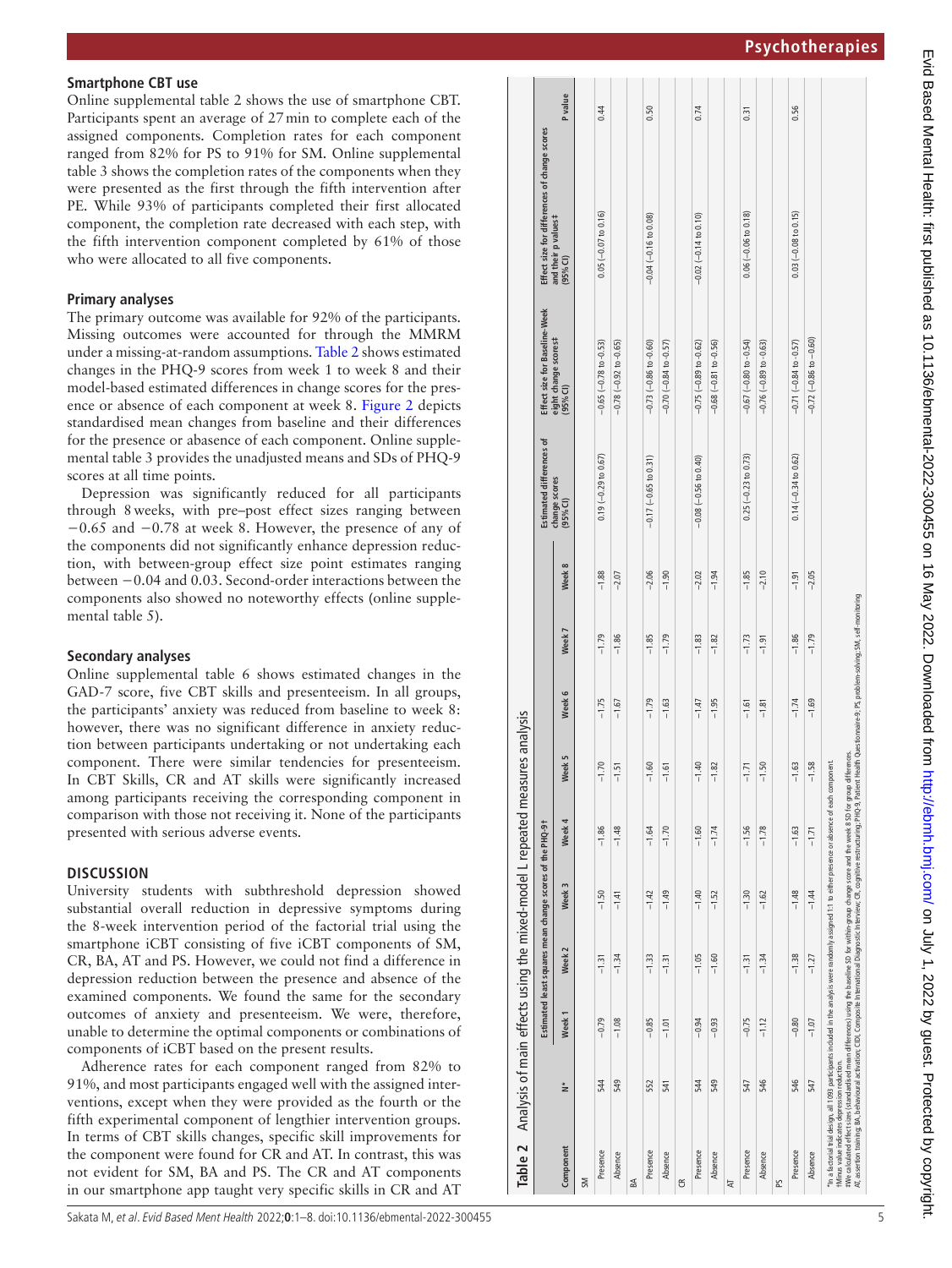## Smartphone CBT use

Online supplemental table 2 shows the use of smartphone CBT. Participants spent an average of 27 min to complete each of the assigned components. Completion rates for each component ranged from 82% for PS to 91% for SM. Online supplemental table 3 shows the completion rates of the components when they were presented as the first through the fifth intervention after PE. While 93% of participants completed their first allocated component, the completion rate decreased with each step, with the fifth intervention component completed by 61% of those who were allocated to all five components.

## Primary analyses

The primary outcome was available for 92% of the participants. Missing outcomes were accounted for through the MMRM under a missing-at-random assumptions. Table 2 shows estimated changes in the PHQ-9 scores from week 1 to week 8 and their model-based estimated differences in change scores for the presence or absence of each component at week 8. Figure 2 depicts standardised mean changes from baseline and their differences for the presence or abasence of each component. Online supplemental table 3 provides the unadjusted means and SDs of PHQ-9 scores at all time points.

Depression was significantly reduced for all participants through 8 weeks, with pre–post effect sizes ranging between −0.65 and −0.78 at week 8. However, the presence of any of the components did not significantly enhance depression reduction, with between-group effect size point estimates ranging between −0.04 and 0.03. Second-order interactions between the components also showed no noteworthy effects (online supplemental table 5).

## Secondary analyses

Online supplemental table 6 shows estimated changes in the GAD-7 score, five CBT skills and presenteeism. In all groups, the participants' anxiety was reduced from baseline to week 8: however, there was no significant difference in anxiety reduction between participants undertaking or not undertaking each component. There were similar tendencies for presenteeism. In CBT Skills, CR and AT skills were significantly increased among participants receiving the corresponding component in comparison with those not receiving it. None of the participants presented with serious adverse events.

## DISCUSSION

University students with subthreshold depression showed substantial overall reduction in depressive symptoms during the 8-week intervention period of the factorial trial using the smartphone iCBT consisting of five iCBT components of SM, CR, BA, AT and PS. However, we could not find a difference in depression reduction between the presence and absence of the examined components. We found the same for the secondary outcomes of anxiety and presenteeism. We were, therefore, unable to determine the optimal components or combinations of components of iCBT based on the present results.

Adherence rates for each component ranged from 82% to 91%, and most participants engaged well with the assigned interventions, except when they were provided as the fourth or the fifth experimental component of lengthier intervention groups. In terms of CBT skills changes, specific skill improvements for the component were found for CR and AT. In contrast, this was not evident for SM, BA and PS. The CR and AT components in our smartphone app taught very specific skills in CR and AT

**Table 2** Analysis of main effects using the mixed-model L repeated measures analysis

| Component | N* | Estimated least squares mean change scores of the PHQ-9†: Week 1 | Week 2 | Week 3 | Week 4 | Week 5 | Week 6 | Week 7 | Week 8 | Estimated differences of change scores (95% CI) | Effect size for Baseline-Week eight change scores‡ (95% CI) | Effect size for differences of change scores and their p values‡ (95% CI) | P value |
|---|---|---|---|---|---|---|---|---|---|---|---|---|---|
| SM | | | | | | | | | | | | | |
| Presence | 544 | −0.79 | −1.31 | −1.50 | −1.86 | −1.70 | −1.75 | −1.79 | −1.88 | 0.19 (−0.29 to 0.67) | −0.65 (−0.78 to −0.53) | 0.05 (−0.07 to 0.16) | 0.44 |
| Absence | 549 | −1.08 | −1.34 | −1.41 | −1.48 | −1.51 | −1.67 | −1.86 | −2.07 | | −0.78 (−0.92 to −0.65) | | |
| BA | | | | | | | | | | | | | |
| Presence | 552 | −0.85 | −1.33 | −1.42 | −1.64 | −1.60 | −1.79 | −1.85 | −2.06 | −0.17 (−0.65 to 0.31) | −0.73 (−0.86 to −0.60) | −0.04 (−0.16 to 0.08) | 0.50 |
| Absence | 541 | −1.01 | −1.31 | −1.49 | −1.70 | −1.61 | −1.63 | −1.79 | −1.90 | | −0.70 (−0.84 to −0.57) | | |
| CR | | | | | | | | | | | | | |
| Presence | 544 | −0.94 | −1.05 | −1.40 | −1.60 | −1.40 | −1.47 | −1.83 | −2.02 | −0.08 (−0.56 to 0.40) | −0.75 (−0.89 to −0.62) | −0.02 (−0.14 to 0.10) | 0.74 |
| Absence | 549 | −0.93 | −1.60 | −1.52 | −1.74 | −1.82 | −1.95 | −1.82 | −1.94 | | −0.68 (−0.81 to −0.56) | | |
| AT | | | | | | | | | | | | | |
| Presence | 547 | −0.75 | −1.31 | −1.30 | −1.56 | −1.71 | −1.61 | −1.73 | −1.85 | 0.25 (−0.23 to 0.73) | −0.67 (−0.80 to −0.54) | 0.06 (−0.06 to 0.18) | 0.31 |
| Absence | 546 | −1.12 | −1.34 | −1.62 | −1.78 | −1.50 | −1.81 | −1.91 | −2.10 | | −0.76 (−0.89 to −0.63) | | |
| PS | | | | | | | | | | | | | |
| Presence | 546 | −0.80 | −1.38 | −1.48 | −1.63 | −1.63 | −1.74 | −1.86 | −1.91 | 0.14 (−0.34 to 0.62) | −0.71 (−0.84 to −0.57) | 0.03 (−0.08 to 0.15) | 0.56 |
| Absence | 547 | −1.07 | −1.27 | −1.44 | −1.71 | −1.58 | −1.69 | −1.79 | −2.05 | | −0.72 (−0.86 to −0.60) | | |

*In a factorial trial design, all 1093 participants included in the analysis were randomly assigned 1:1 to either presence or absence of each component.
†Minus value indicates depression reduction.
‡We calculated effect sizes (standardised mean differences) using the baseline SD for within-group change score and the week 8 SD for group differences.
AT, assertion training; BA, behavioural activation; CIDI, Composite International Diagnostic Interview; CR, cognitive restructuring; PHQ-9, Patient Health Questionnaire-9; PS, problem-solving; SM, self-monitoring.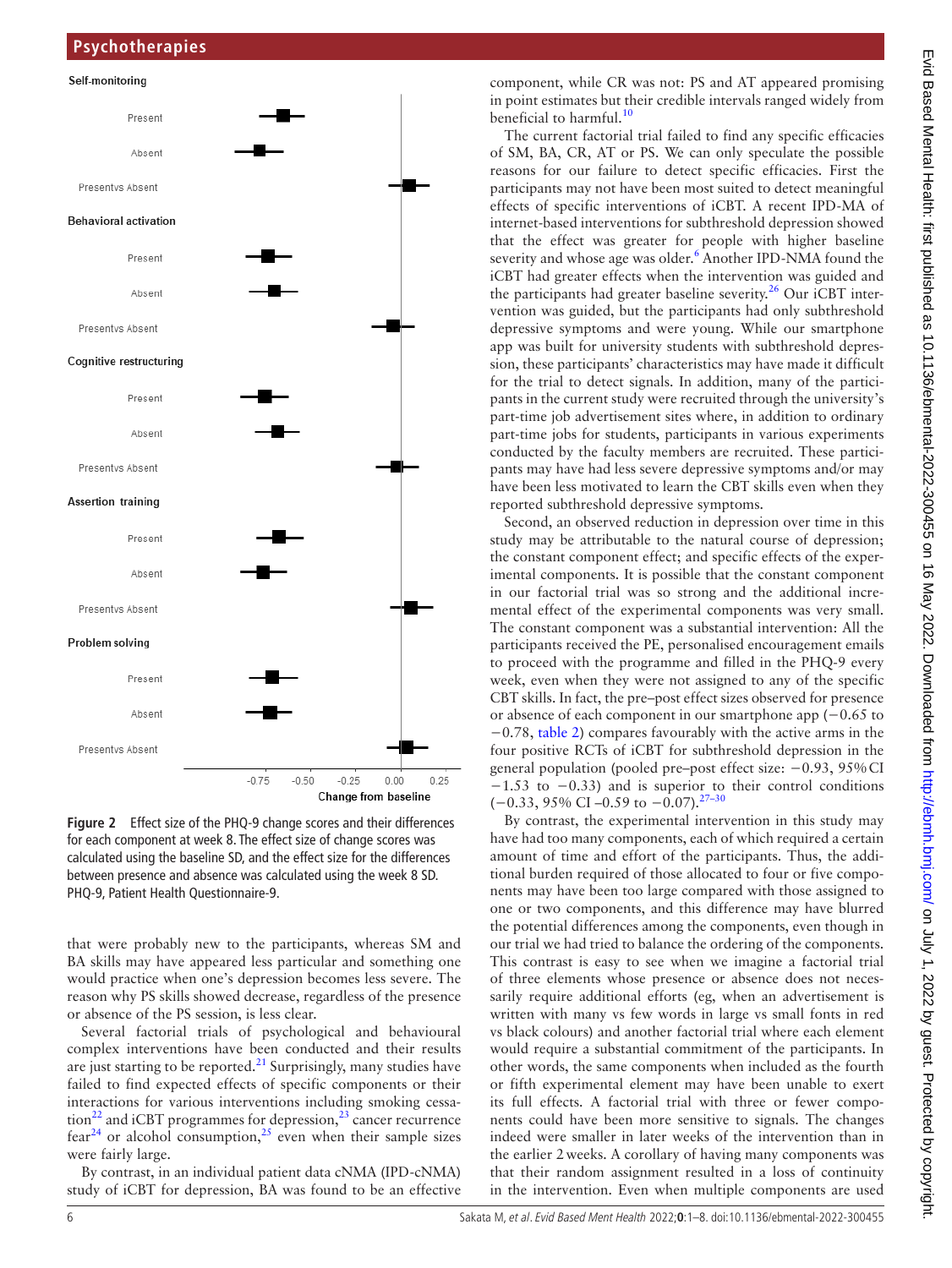Figure 2 Effect size of the PHQ-9 change scores and their differences for each component at week 8. The effect size of change scores was calculated using the baseline SD, and the effect size for the differences between presence and absence was calculated using the week 8 SD. PHQ-9, Patient Health Questionnaire-9.

that were probably new to the participants, whereas SM and BA skills may have appeared less particular and something one would practice when one's depression becomes less severe. The reason why PS skills showed decrease, regardless of the presence or absence of the PS session, is less clear.

Several factorial trials of psychological and behavioural complex interventions have been conducted and their results are just starting to be reported.[21] Surprisingly, many studies have failed to find expected effects of specific components or their interactions for various interventions including smoking cessation[22] and iCBT programmes for depression,[23] cancer recurrence fear[24] or alcohol consumption,[25] even when their sample sizes were fairly large.

By contrast, in an individual patient data cNMA (IPD-cNMA) study of iCBT for depression, BA was found to be an effective component, while CR was not: PS and AT appeared promising in point estimates but their credible intervals ranged widely from beneficial to harmful.[10]

The current factorial trial failed to find any specific efficacies of SM, BA, CR, AT or PS. We can only speculate the possible reasons for our failure to detect specific efficacies. First the participants may not have been most suited to detect meaningful effects of specific interventions of iCBT. A recent IPD-MA of internet-based interventions for subthreshold depression showed that the effect was greater for people with higher baseline severity and whose age was older.[6] Another IPD-NMA found the iCBT had greater effects when the intervention was guided and the participants had greater baseline severity.[26] Our iCBT intervention was guided, but the participants had only subthreshold depressive symptoms and were young. While our smartphone app was built for university students with subthreshold depression, these participants' characteristics may have made it difficult for the trial to detect signals. In addition, many of the participants in the current study were recruited through the university's part-time job advertisement sites where, in addition to ordinary part-time jobs for students, participants in various experiments conducted by the faculty members are recruited. These participants may have had less severe depressive symptoms and/or may have been less motivated to learn the CBT skills even when they reported subthreshold depressive symptoms.

Second, an observed reduction in depression over time in this study may be attributable to the natural course of depression; the constant component effect; and specific effects of the experimental components. It is possible that the constant component in our factorial trial was so strong and the additional incremental effect of the experimental components was very small. The constant component was a substantial intervention: All the participants received the PE, personalised encouragement emails to proceed with the programme and filled in the PHQ-9 every week, even when they were not assigned to any of the specific CBT skills. In fact, the pre–post effect sizes observed for presence or absence of each component in our smartphone app (−0.65 to −0.78, table 2) compares favourably with the active arms in the four positive RCTs of iCBT for subthreshold depression in the general population (pooled pre–post effect size: −0.93, 95% CI −1.53 to −0.33) and is superior to their control conditions (−0.33, 95% CI −0.59 to −0.07).[27–30]

By contrast, the experimental intervention in this study may have had too many components, each of which required a certain amount of time and effort of the participants. Thus, the additional burden required of those allocated to four or five components may have been too large compared with those assigned to one or two components, and this difference may have blurred the potential differences among the components, even though in our trial we had tried to balance the ordering of the components. This contrast is easy to see when we imagine a factorial trial of three elements whose presence or absence does not necessarily require additional efforts (eg, when an advertisement is written with many vs few words in large vs small fonts in red vs black colours) and another factorial trial where each element would require a substantial commitment of the participants. In other words, the same components when included as the fourth or fifth experimental element may have been unable to exert its full effects. A factorial trial with three or fewer components could have been more sensitive to signals. The changes indeed were smaller in later weeks of the intervention than in the earlier 2 weeks. A corollary of having many components was that their random assignment resulted in a loss of continuity in the intervention. Even when multiple components are used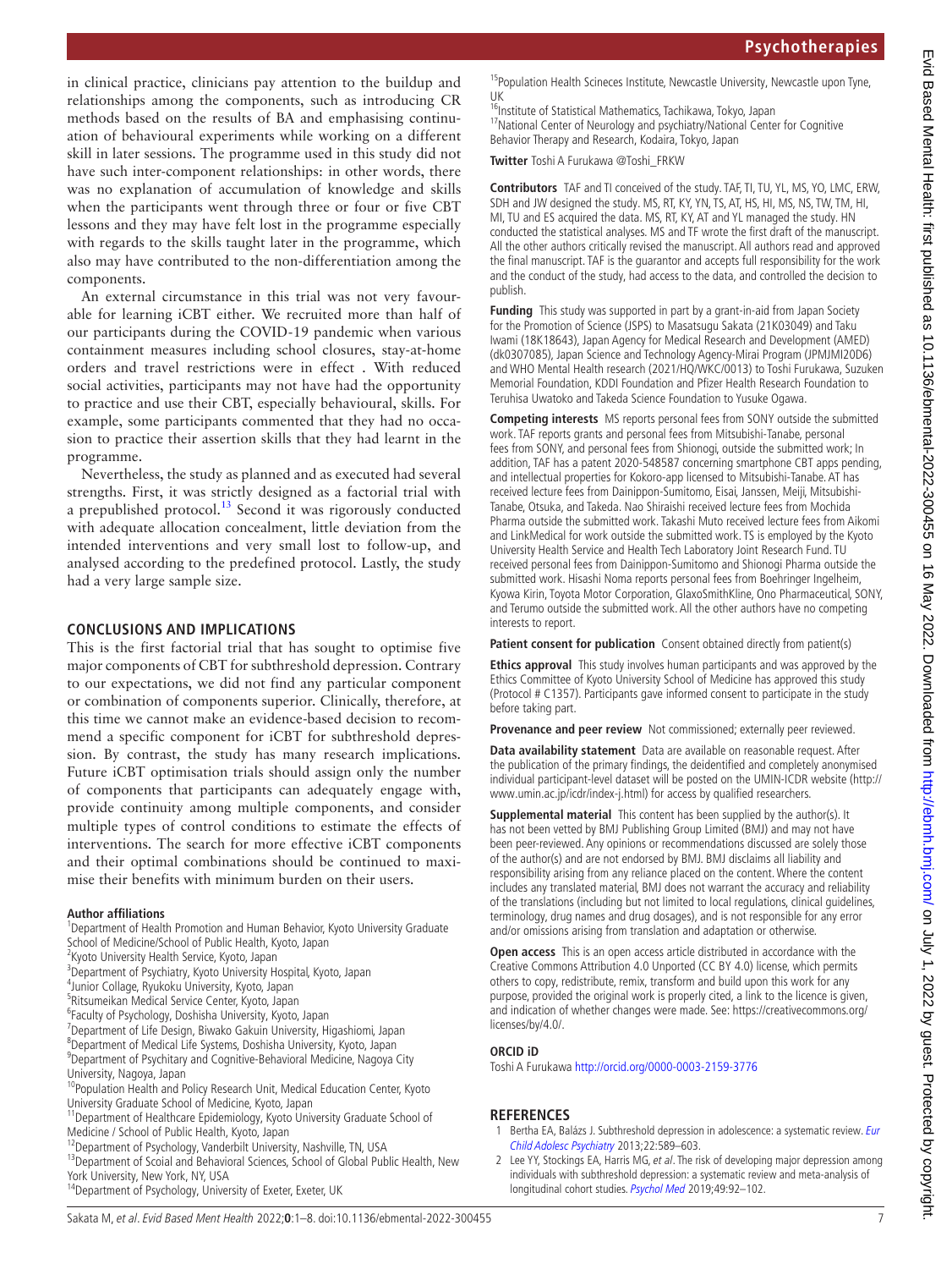in clinical practice, clinicians pay attention to the buildup and relationships among the components, such as introducing CR methods based on the results of BA and emphasising continuation of behavioural experiments while working on a different skill in later sessions. The programme used in this study did not have such inter-component relationships: in other words, there was no explanation of accumulation of knowledge and skills when the participants went through three or four or five CBT lessons and they may have felt lost in the programme especially with regards to the skills taught later in the programme, which also may have contributed to the non-differentiation among the components.

An external circumstance in this trial was not very favourable for learning iCBT either. We recruited more than half of our participants during the COVID-19 pandemic when various containment measures including school closures, stay-at-home orders and travel restrictions were in effect . With reduced social activities, participants may not have had the opportunity to practice and use their CBT, especially behavioural, skills. For example, some participants commented that they had no occasion to practice their assertion skills that they had learnt in the programme.

Nevertheless, the study as planned and as executed had several strengths. First, it was strictly designed as a factorial trial with a prepublished protocol.[13] Second it was rigorously conducted with adequate allocation concealment, little deviation from the intended interventions and very small lost to follow-up, and analysed according to the predefined protocol. Lastly, the study had a very large sample size.

## CONCLUSIONS AND IMPLICATIONS

This is the first factorial trial that has sought to optimise five major components of CBT for subthreshold depression. Contrary to our expectations, we did not find any particular component or combination of components superior. Clinically, therefore, at this time we cannot make an evidence-based decision to recommend a specific component for iCBT for subthreshold depression. By contrast, the study has many research implications. Future iCBT optimisation trials should assign only the number of components that participants can adequately engage with, provide continuity among multiple components, and consider multiple types of control conditions to estimate the effects of interventions. The search for more effective iCBT components and their optimal combinations should be continued to maximise their benefits with minimum burden on their users.

**Author affiliations**

[1]Department of Health Promotion and Human Behavior, Kyoto University Graduate School of Medicine/School of Public Health, Kyoto, Japan
[2]Kyoto University Health Service, Kyoto, Japan
[3]Department of Psychiatry, Kyoto University Hospital, Kyoto, Japan
[4]Junior Collage, Ryukoku University, Kyoto, Japan
[5]Ritsumeikan Medical Service Center, Kyoto, Japan
[6]Faculty of Psychology, Doshisha University, Kyoto, Japan
[7]Department of Life Design, Biwako Gakuin University, Higashiomi, Japan
[8]Department of Medical Life Systems, Doshisha University, Kyoto, Japan
[9]Department of Psychitary and Cognitive-Behavioral Medicine, Nagoya City University, Nagoya, Japan
[10]Population Health and Policy Research Unit, Medical Education Center, Kyoto University Graduate School of Medicine, Kyoto, Japan
[11]Department of Healthcare Epidemiology, Kyoto University Graduate School of Medicine / School of Public Health, Kyoto, Japan
[12]Department of Psychology, Vanderbilt University, Nashville, TN, USA
[13]Department of Scoial and Behavioral Sciences, School of Global Public Health, New York University, New York, NY, USA
[14]Department of Psychology, University of Exeter, Exeter, UK
[15]Population Health Scineces Institute, Newcastle University, Newcastle upon Tyne, UK
[16]Institute of Statistical Mathematics, Tachikawa, Tokyo, Japan
[17]National Center of Neurology and psychiatry/National Center for Cognitive Behavior Therapy and Research, Kodaira, Tokyo, Japan

**Twitter** Toshi A Furukawa @Toshi_FRKW

**Contributors** TAF and TI conceived of the study. TAF, TI, TU, YL, MS, YO, LMC, ERW, SDH and JW designed the study. MS, RT, KY, YN, TS, AT, HS, HI, MS, NS, TW, TM, HI, MI, TU and ES acquired the data. MS, RT, KY, AT and YL managed the study. HN conducted the statistical analyses. MS and TF wrote the first draft of the manuscript. All the other authors critically revised the manuscript. All authors read and approved the final manuscript. TAF is the guarantor and accepts full responsibility for the work and the conduct of the study, had access to the data, and controlled the decision to publish.

**Funding** This study was supported in part by a grant-in-aid from Japan Society for the Promotion of Science (JSPS) to Masatsugu Sakata (21K03049) and Taku Iwami (18K18643), Japan Agency for Medical Research and Development (AMED) (dk0307085), Japan Science and Technology Agency-Mirai Program (JPMJMI20D6) and WHO Mental Health research (2021/HQ/WKC/0013) to Toshi Furukawa, Suzuken Memorial Foundation, KDDI Foundation and Pfizer Health Research Foundation to Teruhisa Uwatoko and Takeda Science Foundation to Yusuke Ogawa.

**Competing interests** MS reports personal fees from SONY outside the submitted work. TAF reports grants and personal fees from Mitsubishi-Tanabe, personal fees from SONY, and personal fees from Shionogi, outside the submitted work; In addition, TAF has a patent 2020-548587 concerning smartphone CBT apps pending, and intellectual properties for Kokoro-app licensed to Mitsubishi-Tanabe. AT has received lecture fees from Dainippon-Sumitomo, Eisai, Janssen, Meiji, Mitsubishi-Tanabe, Otsuka, and Takeda. Nao Shiraishi received lecture fees from Mochida Pharma outside the submitted work. Takashi Muto received lecture fees from Aikomi and LinkMedical for work outside the submitted work. TS is employed by the Kyoto University Health Service and Health Tech Laboratory Joint Research Fund. TU received personal fees from Dainippon-Sumitomo and Shionogi Pharma outside the submitted work. Hisashi Noma reports personal fees from Boehringer Ingelheim, Kyowa Kirin, Toyota Motor Corporation, GlaxoSmithKline, Ono Pharmaceutical, SONY, and Terumo outside the submitted work. All the other authors have no competing interests to report.

**Patient consent for publication** Consent obtained directly from patient(s)

**Ethics approval** This study involves human participants and was approved by the Ethics Committee of Kyoto University School of Medicine has approved this study (Protocol # C1357). Participants gave informed consent to participate in the study before taking part.

**Provenance and peer review** Not commissioned; externally peer reviewed.

**Data availability statement** Data are available on reasonable request. After the publication of the primary findings, the deidentified and completely anonymised individual participant-level dataset will be posted on the UMIN-ICDR website (http://www.umin.ac.jp/icdr/index-j.html) for access by qualified researchers.

**Supplemental material** This content has been supplied by the author(s). It has not been vetted by BMJ Publishing Group Limited (BMJ) and may not have been peer-reviewed. Any opinions or recommendations discussed are solely those of the author(s) and are not endorsed by BMJ. BMJ disclaims all liability and responsibility arising from any reliance placed on the content. Where the content includes any translated material, BMJ does not warrant the accuracy and reliability of the translations (including but not limited to local regulations, clinical guidelines, terminology, drug names and drug dosages), and is not responsible for any error and/or omissions arising from translation and adaptation or otherwise.

**Open access** This is an open access article distributed in accordance with the Creative Commons Attribution 4.0 Unported (CC BY 4.0) license, which permits others to copy, redistribute, remix, transform and build upon this work for any purpose, provided the original work is properly cited, a link to the licence is given, and indication of whether changes were made. See: https://creativecommons.org/licenses/by/4.0/.

### ORCID iD

Toshi A Furukawa http://orcid.org/0000-0003-2159-3776

## REFERENCES

1. Bertha EA, Balázs J. Subthreshold depression in adolescence: a systematic review. *Eur Child Adolesc Psychiatry* 2013;22:589–603.
2. Lee YY, Stockings EA, Harris MG, *et al*. The risk of developing major depression among individuals with subthreshold depression: a systematic review and meta-analysis of longitudinal cohort studies. *Psychol Med* 2019;49:92–102.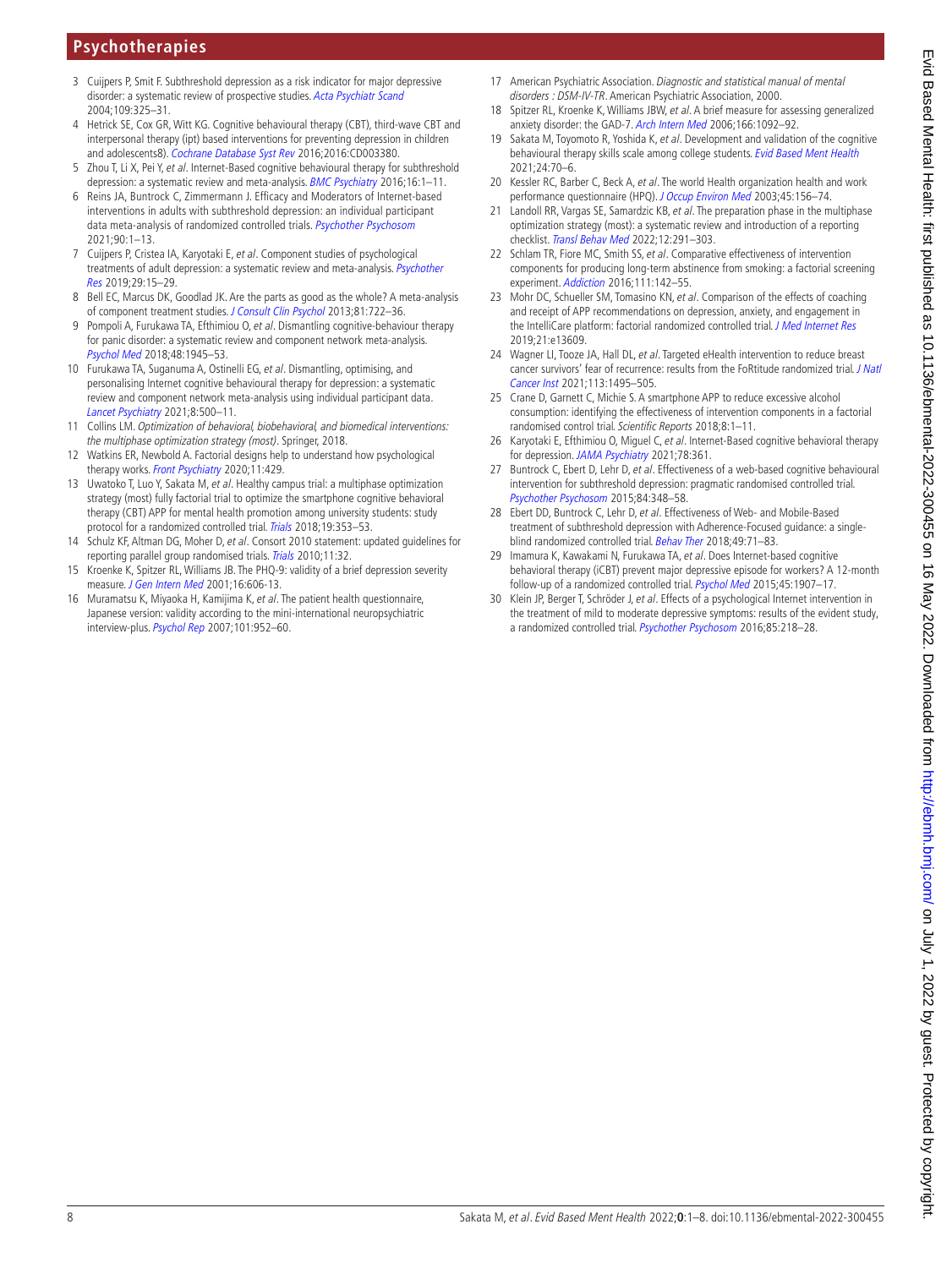3 Cuijpers P, Smit F. Subthreshold depression as a risk indicator for major depressive disorder: a systematic review of prospective studies. *Acta Psychiatr Scand* 2004;109:325–31.
4 Hetrick SE, Cox GR, Witt KG. Cognitive behavioural therapy (CBT), third-wave CBT and interpersonal therapy (ipt) based interventions for preventing depression in children and adolescents8). *Cochrane Database Syst Rev* 2016;2016:CD003380.
5 Zhou T, Li X, Pei Y, *et al*. Internet-Based cognitive behavioural therapy for subthreshold depression: a systematic review and meta-analysis. *BMC Psychiatry* 2016;16:1–11.
6 Reins JA, Buntrock C, Zimmermann J. Efficacy and Moderators of Internet-based interventions in adults with subthreshold depression: an individual participant data meta-analysis of randomized controlled trials. *Psychother Psychosom* 2021;90:1–13.
7 Cuijpers P, Cristea IA, Karyotaki E, *et al*. Component studies of psychological treatments of adult depression: a systematic review and meta-analysis. *Psychother Res* 2019;29:15–29.
8 Bell EC, Marcus DK, Goodlad JK. Are the parts as good as the whole? A meta-analysis of component treatment studies. *J Consult Clin Psychol* 2013;81:722–36.
9 Pompoli A, Furukawa TA, Efthimiou O, *et al*. Dismantling cognitive-behaviour therapy for panic disorder: a systematic review and component network meta-analysis. *Psychol Med* 2018;48:1945–53.
10 Furukawa TA, Suganuma A, Ostinelli EG, *et al*. Dismantling, optimising, and personalising Internet cognitive behavioural therapy for depression: a systematic review and component network meta-analysis using individual participant data. *Lancet Psychiatry* 2021;8:500–11.
11 Collins LM. *Optimization of behavioral, biobehavioral, and biomedical interventions: the multiphase optimization strategy (most)*. Springer, 2018.
12 Watkins ER, Newbold A. Factorial designs help to understand how psychological therapy works. *Front Psychiatry* 2020;11:429.
13 Uwatoko T, Luo Y, Sakata M, *et al*. Healthy campus trial: a multiphase optimization strategy (most) fully factorial trial to optimize the smartphone cognitive behavioral therapy (CBT) APP for mental health promotion among university students: study protocol for a randomized controlled trial. *Trials* 2018;19:353–53.
14 Schulz KF, Altman DG, Moher D, *et al*. Consort 2010 statement: updated guidelines for reporting parallel group randomised trials. *Trials* 2010;11:32.
15 Kroenke K, Spitzer RL, Williams JB. The PHQ-9: validity of a brief depression severity measure. *J Gen Intern Med* 2001;16:606-13.
16 Muramatsu K, Miyaoka H, Kamijima K, *et al*. The patient health questionnaire, Japanese version: validity according to the mini-international neuropsychiatric interview-plus. *Psychol Rep* 2007;101:952–60.
17 American Psychiatric Association. *Diagnostic and statistical manual of mental disorders : DSM-IV-TR*. American Psychiatric Association, 2000.
18 Spitzer RL, Kroenke K, Williams JBW, *et al*. A brief measure for assessing generalized anxiety disorder: the GAD-7. *Arch Intern Med* 2006;166:1092–92.
19 Sakata M, Toyomoto R, Yoshida K, *et al*. Development and validation of the cognitive behavioural therapy skills scale among college students. *Evid Based Ment Health* 2021;24:70–6.
20 Kessler RC, Barber C, Beck A, *et al*. The world Health organization health and work performance questionnaire (HPQ). *J Occup Environ Med* 2003;45:156–74.
21 Landoll RR, Vargas SE, Samardzic KB, *et al*. The preparation phase in the multiphase optimization strategy (most): a systematic review and introduction of a reporting checklist. *Transl Behav Med* 2022;12:291–303.
22 Schlam TR, Fiore MC, Smith SS, *et al*. Comparative effectiveness of intervention components for producing long-term abstinence from smoking: a factorial screening experiment. *Addiction* 2016;111:142–55.
23 Mohr DC, Schueller SM, Tomasino KN, *et al*. Comparison of the effects of coaching and receipt of APP recommendations on depression, anxiety, and engagement in the IntelliCare platform: factorial randomized controlled trial. *J Med Internet Res* 2019;21:e13609.
24 Wagner LI, Tooze JA, Hall DL, *et al*. Targeted eHealth intervention to reduce breast cancer survivors' fear of recurrence: results from the FoRtitude randomized trial. *J Natl Cancer Inst* 2021;113:1495–505.
25 Crane D, Garnett C, Michie S. A smartphone APP to reduce excessive alcohol consumption: identifying the effectiveness of intervention components in a factorial randomised control trial. *Scientific Reports* 2018;8:1–11.
26 Karyotaki E, Efthimiou O, Miguel C, *et al*. Internet-Based cognitive behavioral therapy for depression. *JAMA Psychiatry* 2021;78:361.
27 Buntrock C, Ebert D, Lehr D, *et al*. Effectiveness of a web-based cognitive behavioural intervention for subthreshold depression: pragmatic randomised controlled trial. *Psychother Psychosom* 2015;84:348–58.
28 Ebert DD, Buntrock C, Lehr D, *et al*. Effectiveness of Web- and Mobile-Based treatment of subthreshold depression with Adherence-Focused guidance: a single-blind randomized controlled trial. *Behav Ther* 2018;49:71–83.
29 Imamura K, Kawakami N, Furukawa TA, *et al*. Does Internet-based cognitive behavioral therapy (iCBT) prevent major depressive episode for workers? A 12-month follow-up of a randomized controlled trial. *Psychol Med* 2015;45:1907–17.
30 Klein JP, Berger T, Schröder J, *et al*. Effects of a psychological Internet intervention in the treatment of mild to moderate depressive symptoms: results of the evident study, a randomized controlled trial. *Psychother Psychosom* 2016;85:218–28.